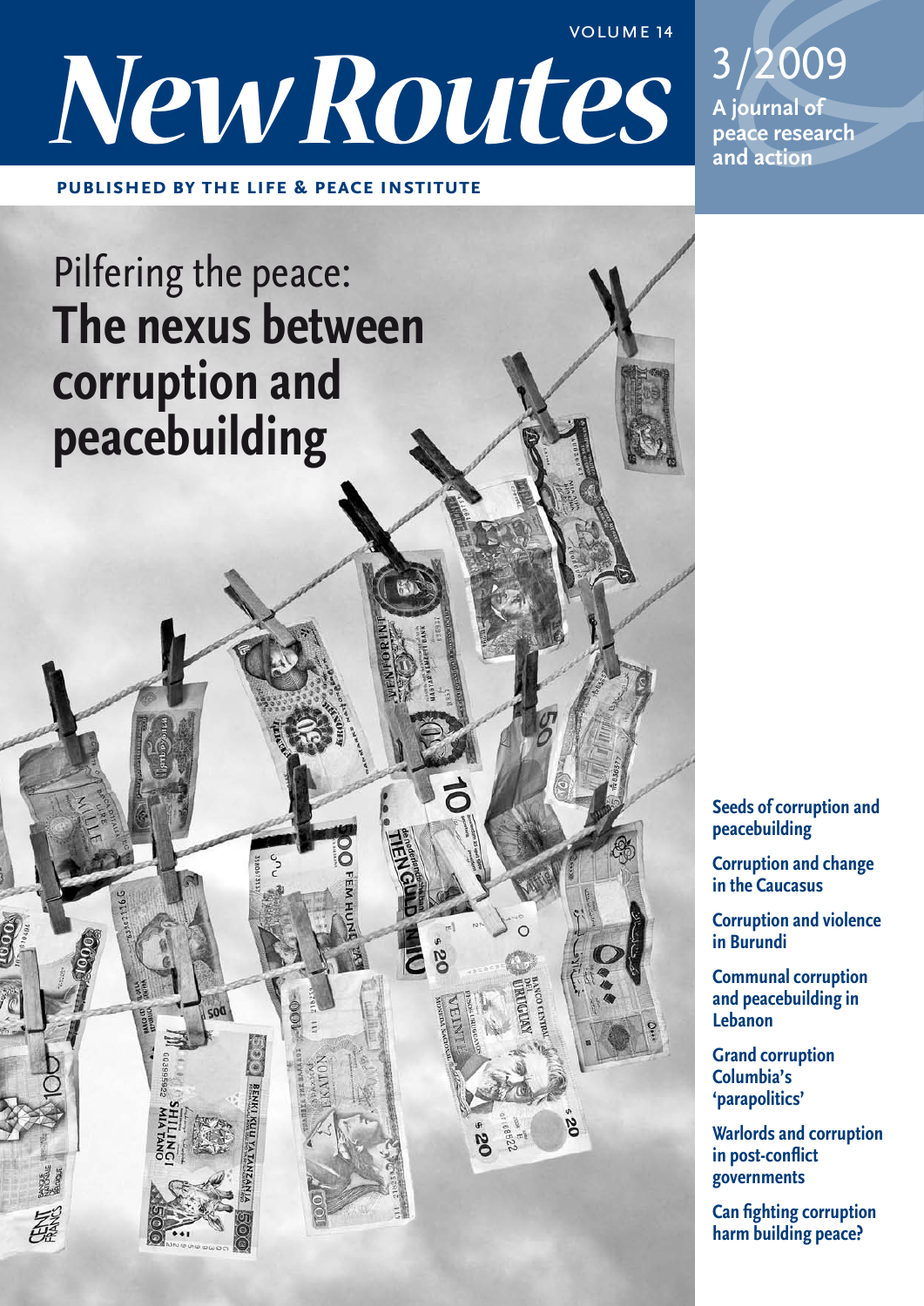VOLUME 14

# New Routes

**3/2009**

**A journal of peace research and action**

**PUBLISHED BY THE LIFE & PEACE INSTITUTE**

# Pilfering the peace: **The nexus between corruption and peacebuilding**

**Seeds of corruption and peacebuilding**

**Corruption and change in the Caucasus**

**Corruption and violence in Burundi**

**Communal corruption and peacebuilding in Lebanon**

**Grand corruption Columbia's 'parapolitics'**

**Warlords and corruption in post-conflict governments**

**Can fighting corruption harm building peace?**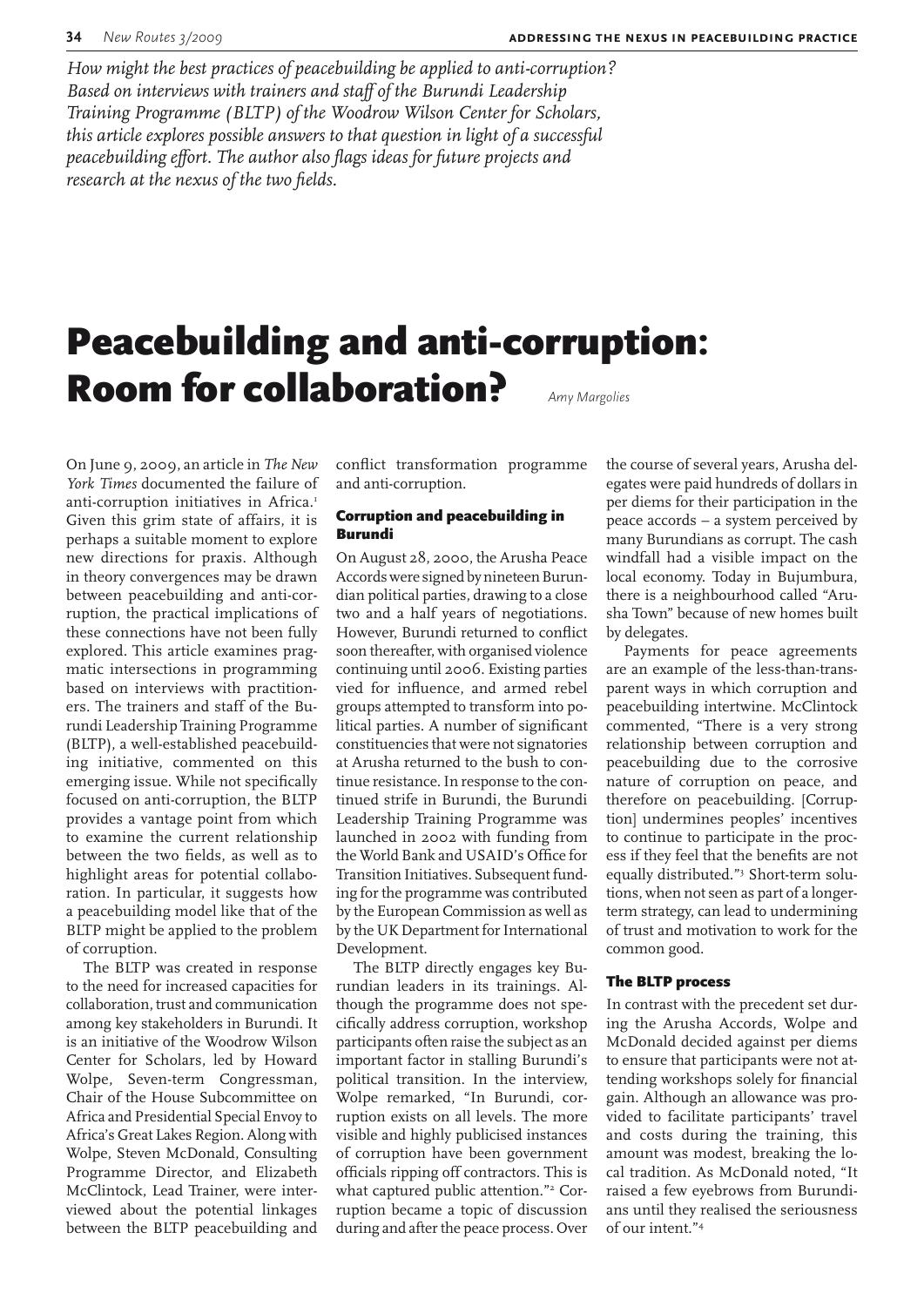*How might the best practices of peacebuilding be applied to anti-corruption? Based on interviews with trainers and staff of the Burundi Leadership Training Programme (BLTP) of the Woodrow Wilson Center for Scholars, this article explores possible answers to that question in light of a successful peacebuilding effort. The author also flags ideas for future projects and research at the nexus of the two fields.*

# Peacebuilding and anti-corruption: Room for collaboration?

*Amy Margolies*

On June 9, 2009, an article in *The New York Times* documented the failure of anti-corruption initiatives in Africa.[1] Given this grim state of affairs, it is perhaps a suitable moment to explore new directions for praxis. Although in theory convergences may be drawn between peacebuilding and anti-corruption, the practical implications of these connections have not been fully explored. This article examines pragmatic intersections in programming based on interviews with practitioners. The trainers and staff of the Burundi Leadership Training Programme (BLTP), a well-established peacebuilding initiative, commented on this emerging issue. While not specifically focused on anti-corruption, the BLTP provides a vantage point from which to examine the current relationship between the two fields, as well as to highlight areas for potential collaboration. In particular, it suggests how a peacebuilding model like that of the BLTP might be applied to the problem of corruption.

The BLTP was created in response to the need for increased capacities for collaboration, trust and communication among key stakeholders in Burundi. It is an initiative of the Woodrow Wilson Center for Scholars, led by Howard Wolpe, Seven-term Congressman, Chair of the House Subcommittee on Africa and Presidential Special Envoy to Africa's Great Lakes Region. Along with Wolpe, Steven McDonald, Consulting Programme Director, and Elizabeth McClintock, Lead Trainer, were interviewed about the potential linkages between the BLTP peacebuilding and conflict transformation programme and anti-corruption.

### Corruption and peacebuilding in Burundi

On August 28, 2000, the Arusha Peace Accords were signed by nineteen Burundian political parties, drawing to a close two and a half years of negotiations. However, Burundi returned to conflict soon thereafter, with organised violence continuing until 2006. Existing parties vied for influence, and armed rebel groups attempted to transform into political parties. A number of significant constituencies that were not signatories at Arusha returned to the bush to continue resistance. In response to the continued strife in Burundi, the Burundi Leadership Training Programme was launched in 2002 with funding from the World Bank and USAID's Office for Transition Initiatives. Subsequent funding for the programme was contributed by the European Commission as well as by the UK Department for International Development.

The BLTP directly engages key Burundian leaders in its trainings. Although the programme does not specifically address corruption, workshop participants often raise the subject as an important factor in stalling Burundi's political transition. In the interview, Wolpe remarked, "In Burundi, corruption exists on all levels. The more visible and highly publicised instances of corruption have been government officials ripping off contractors. This is what captured public attention."[2] Corruption became a topic of discussion during and after the peace process. Over the course of several years, Arusha delegates were paid hundreds of dollars in per diems for their participation in the peace accords – a system perceived by many Burundians as corrupt. The cash windfall had a visible impact on the local economy. Today in Bujumbura, there is a neighbourhood called "Arusha Town" because of new homes built by delegates.

Payments for peace agreements are an example of the less-than-transparent ways in which corruption and peacebuilding intertwine. McClintock commented, "There is a very strong relationship between corruption and peacebuilding due to the corrosive nature of corruption on peace, and therefore on peacebuilding. [Corruption] undermines peoples' incentives to continue to participate in the process if they feel that the benefits are not equally distributed."[3] Short-term solutions, when not seen as part of a longer-term strategy, can lead to undermining of trust and motivation to work for the common good.

### The BLTP process

In contrast with the precedent set during the Arusha Accords, Wolpe and McDonald decided against per diems to ensure that participants were not attending workshops solely for financial gain. Although an allowance was provided to facilitate participants' travel and costs during the training, this amount was modest, breaking the local tradition. As McDonald noted, "It raised a few eyebrows from Burundians until they realised the seriousness of our intent."[4]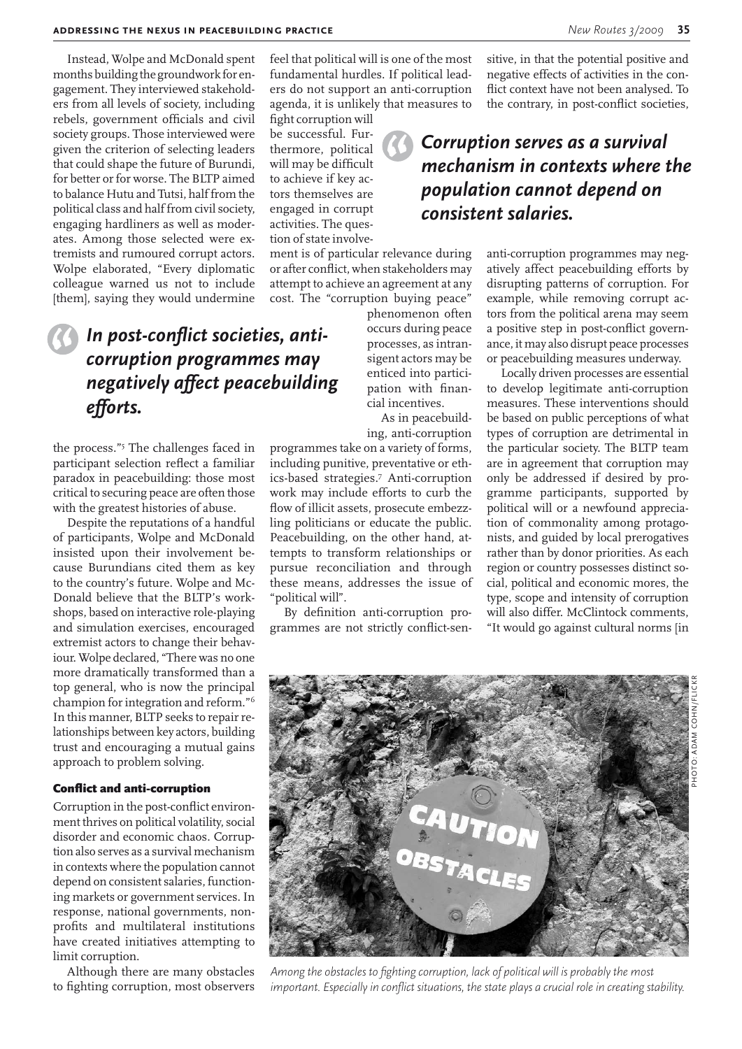Instead, Wolpe and McDonald spent months building the groundwork for engagement. They interviewed stakeholders from all levels of society, including rebels, government officials and civil society groups. Those interviewed were given the criterion of selecting leaders that could shape the future of Burundi, for better or for worse. The BLTP aimed to balance Hutu and Tutsi, half from the political class and half from civil society, engaging hardliners as well as moderates. Among those selected were extremists and rumoured corrupt actors. Wolpe elaborated, "Every diplomatic colleague warned us not to include [them], saying they would undermine the process."[5] The challenges faced in participant selection reflect a familiar paradox in peacebuilding: those most critical to securing peace are often those with the greatest histories of abuse.

> *In post-conflict societies, anti-corruption programmes may negatively affect peacebuilding efforts.*

Despite the reputations of a handful of participants, Wolpe and McDonald insisted upon their involvement because Burundians cited them as key to the country's future. Wolpe and McDonald believe that the BLTP's workshops, based on interactive role-playing and simulation exercises, encouraged extremist actors to change their behaviour. Wolpe declared, "There was no one more dramatically transformed than a top general, who is now the principal champion for integration and reform."[6] In this manner, BLTP seeks to repair relationships between key actors, building trust and encouraging a mutual gains approach to problem solving.

### Conflict and anti-corruption

Corruption in the post-conflict environment thrives on political volatility, social disorder and economic chaos. Corruption also serves as a survival mechanism in contexts where the population cannot depend on consistent salaries, functioning markets or government services. In response, national governments, nonprofits and multilateral institutions have created initiatives attempting to limit corruption.

Although there are many obstacles to fighting corruption, most observers feel that political will is one of the most fundamental hurdles. If political leaders do not support an anti-corruption agenda, it is unlikely that measures to fight corruption will be successful. Furthermore, political will may be difficult to achieve if key actors themselves are engaged in corrupt activities. The question of state involvement is of particular relevance during or after conflict, when stakeholders may attempt to achieve an agreement at any cost. The "corruption buying peace" phenomenon often occurs during peace processes, as intransigent actors may be enticed into participation with financial incentives.

> *Corruption serves as a survival mechanism in contexts where the population cannot depend on consistent salaries.*

As in peacebuilding, anti-corruption programmes take on a variety of forms, including punitive, preventative or ethics-based strategies.[7] Anti-corruption work may include efforts to curb the flow of illicit assets, prosecute embezzling politicians or educate the public. Peacebuilding, on the other hand, attempts to transform relationships or pursue reconciliation and through these means, addresses the issue of "political will".

By definition anti-corruption programmes are not strictly conflict-sensitive, in that the potential positive and negative effects of activities in the conflict context have not been analysed. To the contrary, in post-conflict societies, anti-corruption programmes may negatively affect peacebuilding efforts by disrupting patterns of corruption. For example, while removing corrupt actors from the political arena may seem a positive step in post-conflict governance, it may also disrupt peace processes or peacebuilding measures underway.

Locally driven processes are essential to develop legitimate anti-corruption measures. These interventions should be based on public perceptions of what types of corruption are detrimental in the particular society. The BLTP team are in agreement that corruption may only be addressed if desired by programme participants, supported by political will or a newfound appreciation of commonality among protagonists, and guided by local prerogatives rather than by donor priorities. As each region or country possesses distinct social, political and economic mores, the type, scope and intensity of corruption will also differ. McClintock comments, "It would go against cultural norms [in

PHOTO: ADAM COHN/FLICKR

*Among the obstacles to fighting corruption, lack of political will is probably the most important. Especially in conflict situations, the state plays a crucial role in creating stability.*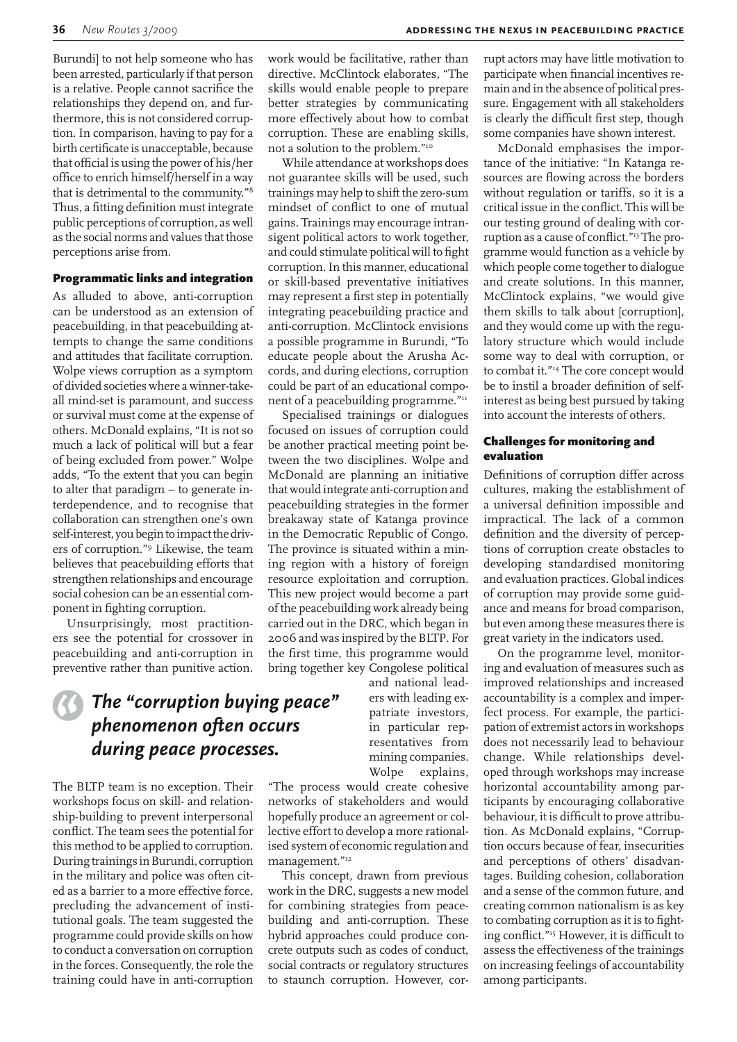Burundi] to not help someone who has been arrested, particularly if that person is a relative. People cannot sacrifice the relationships they depend on, and furthermore, this is not considered corruption. In comparison, having to pay for a birth certificate is unacceptable, because that official is using the power of his/her office to enrich himself/herself in a way that is detrimental to the community."[8] Thus, a fitting definition must integrate public perceptions of corruption, as well as the social norms and values that those perceptions arise from.

### Programmatic links and integration

As alluded to above, anti-corruption can be understood as an extension of peacebuilding, in that peacebuilding attempts to change the same conditions and attitudes that facilitate corruption. Wolpe views corruption as a symptom of divided societies where a winner-take-all mind-set is paramount, and success or survival must come at the expense of others. McDonald explains, "It is not so much a lack of political will but a fear of being excluded from power." Wolpe adds, "To the extent that you can begin to alter that paradigm – to generate interdependence, and to recognise that collaboration can strengthen one's own self-interest, you begin to impact the drivers of corruption."[9] Likewise, the team believes that peacebuilding efforts that strengthen relationships and encourage social cohesion can be an essential component in fighting corruption.

Unsurprisingly, most practitioners see the potential for crossover in peacebuilding and anti-corruption in preventive rather than punitive action.

> *The "corruption buying peace" phenomenon often occurs during peace processes.*

The BLTP team is no exception. Their workshops focus on skill- and relationship-building to prevent interpersonal conflict. The team sees the potential for this method to be applied to corruption. During trainings in Burundi, corruption in the military and police was often cited as a barrier to a more effective force, precluding the advancement of institutional goals. The team suggested the programme could provide skills on how to conduct a conversation on corruption in the forces. Consequently, the role the training could have in anti-corruption work would be facilitative, rather than directive. McClintock elaborates, "The skills would enable people to prepare better strategies by communicating more effectively about how to combat corruption. These are enabling skills, not a solution to the problem."[10]

While attendance at workshops does not guarantee skills will be used, such trainings may help to shift the zero-sum mindset of conflict to one of mutual gains. Trainings may encourage intransigent political actors to work together, and could stimulate political will to fight corruption. In this manner, educational or skill-based preventative initiatives may represent a first step in potentially integrating peacebuilding practice and anti-corruption. McClintock envisions a possible programme in Burundi, "To educate people about the Arusha Accords, and during elections, corruption could be part of an educational component of a peacebuilding programme."[11]

Specialised trainings or dialogues focused on issues of corruption could be another practical meeting point between the two disciplines. Wolpe and McDonald are planning an initiative that would integrate anti-corruption and peacebuilding strategies in the former breakaway state of Katanga province in the Democratic Republic of Congo. The province is situated within a mining region with a history of foreign resource exploitation and corruption. This new project would become a part of the peacebuilding work already being carried out in the DRC, which began in 2006 and was inspired by the BLTP. For the first time, this programme would bring together key Congolese political and national leaders with leading expatriate investors, in particular representatives from mining companies. Wolpe explains, "The process would create cohesive networks of stakeholders and would hopefully produce an agreement or collective effort to develop a more rationalised system of economic regulation and management."[12]

This concept, drawn from previous work in the DRC, suggests a new model for combining strategies from peacebuilding and anti-corruption. These hybrid approaches could produce concrete outputs such as codes of conduct, social contracts or regulatory structures to staunch corruption. However, corrupt actors may have little motivation to participate when financial incentives remain and in the absence of political pressure. Engagement with all stakeholders is clearly the difficult first step, though some companies have shown interest.

McDonald emphasises the importance of the initiative: "In Katanga resources are flowing across the borders without regulation or tariffs, so it is a critical issue in the conflict. This will be our testing ground of dealing with corruption as a cause of conflict."[13] The programme would function as a vehicle by which people come together to dialogue and create solutions. In this manner, McClintock explains, "we would give them skills to talk about [corruption], and they would come up with the regulatory structure which would include some way to deal with corruption, or to combat it."[14] The core concept would be to instil a broader definition of self-interest as being best pursued by taking into account the interests of others.

### Challenges for monitoring and evaluation

Definitions of corruption differ across cultures, making the establishment of a universal definition impossible and impractical. The lack of a common definition and the diversity of perceptions of corruption create obstacles to developing standardised monitoring and evaluation practices. Global indices of corruption may provide some guidance and means for broad comparison, but even among these measures there is great variety in the indicators used.

On the programme level, monitoring and evaluation of measures such as improved relationships and increased accountability is a complex and imperfect process. For example, the participation of extremist actors in workshops does not necessarily lead to behaviour change. While relationships developed through workshops may increase horizontal accountability among participants by encouraging collaborative behaviour, it is difficult to prove attribution. As McDonald explains, "Corruption occurs because of fear, insecurities and perceptions of others' disadvantages. Building cohesion, collaboration and a sense of the common future, and creating common nationalism is as key to combating corruption as it is to fighting conflict."[15] However, it is difficult to assess the effectiveness of the trainings on increasing feelings of accountability among participants.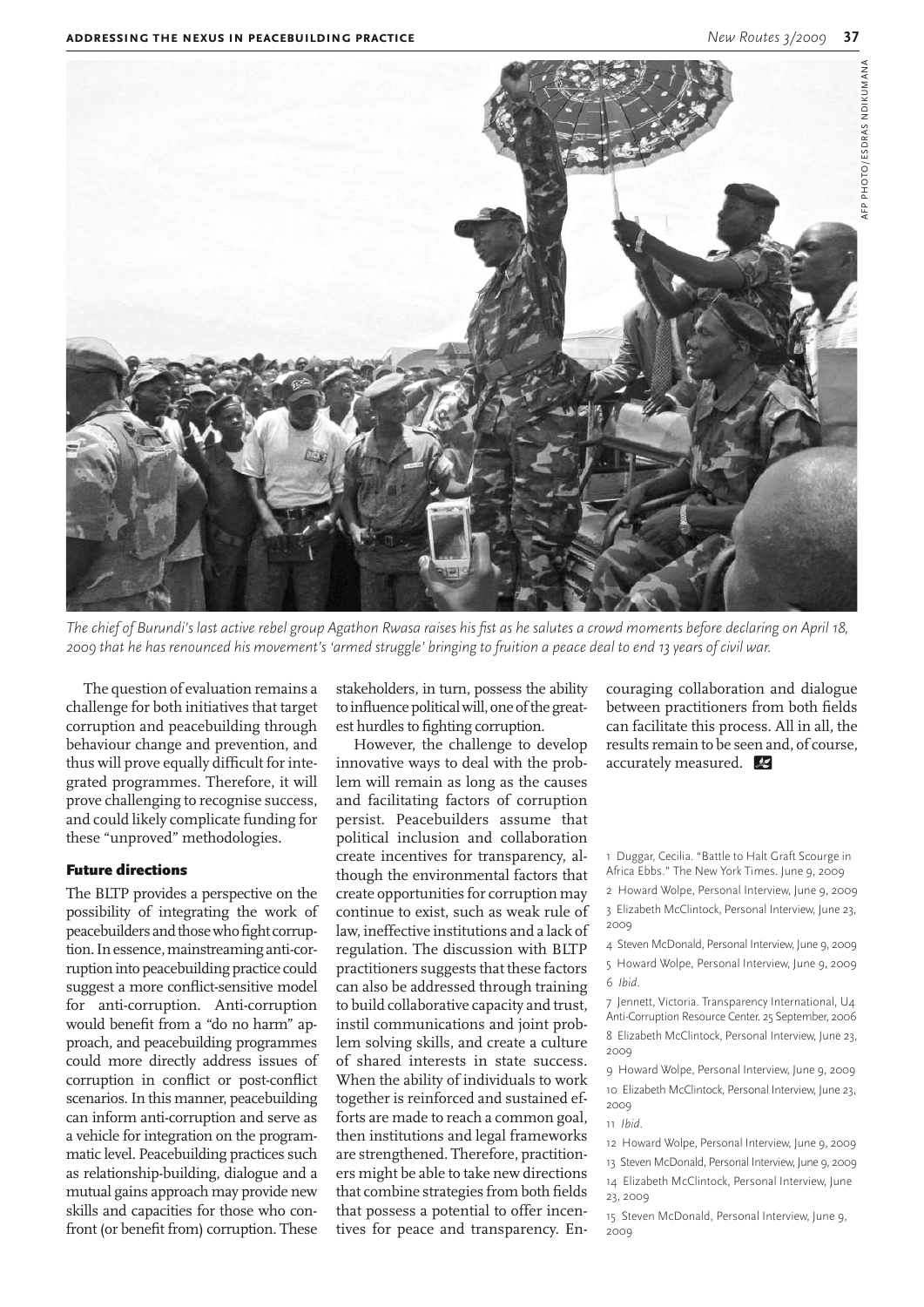*The chief of Burundi's last active rebel group Agathon Rwasa raises his fist as he salutes a crowd moments before declaring on April 18, 2009 that he has renounced his movement's 'armed struggle' bringing to fruition a peace deal to end 13 years of civil war.*

The question of evaluation remains a challenge for both initiatives that target corruption and peacebuilding through behaviour change and prevention, and thus will prove equally difficult for integrated programmes. Therefore, it will prove challenging to recognise success, and could likely complicate funding for these "unproved" methodologies.

## Future directions

The BLTP provides a perspective on the possibility of integrating the work of peacebuilders and those who fight corruption. In essence, mainstreaming anti-corruption into peacebuilding practice could suggest a more conflict-sensitive model for anti-corruption. Anti-corruption would benefit from a "do no harm" approach, and peacebuilding programmes could more directly address issues of corruption in conflict or post-conflict scenarios. In this manner, peacebuilding can inform anti-corruption and serve as a vehicle for integration on the programmatic level. Peacebuilding practices such as relationship-building, dialogue and a mutual gains approach may provide new skills and capacities for those who confront (or benefit from) corruption. These stakeholders, in turn, possess the ability to influence political will, one of the greatest hurdles to fighting corruption.

However, the challenge to develop innovative ways to deal with the problem will remain as long as the causes and facilitating factors of corruption persist. Peacebuilders assume that political inclusion and collaboration create incentives for transparency, although the environmental factors that create opportunities for corruption may continue to exist, such as weak rule of law, ineffective institutions and a lack of regulation. The discussion with BLTP practitioners suggests that these factors can also be addressed through training to build collaborative capacity and trust, instil communications and joint problem solving skills, and create a culture of shared interests in state success. When the ability of individuals to work together is reinforced and sustained efforts are made to reach a common goal, then institutions and legal frameworks are strengthened. Therefore, practitioners might be able to take new directions that combine strategies from both fields that possess a potential to offer incentives for peace and transparency. Encouraging collaboration and dialogue between practitioners from both fields can facilitate this process. All in all, the results remain to be seen and, of course, accurately measured.

1 Duggar, Cecilia. "Battle to Halt Graft Scourge in Africa Ebbs." The New York Times. June 9, 2009

2 Howard Wolpe, Personal Interview, June 9, 2009

3 Elizabeth McClintock, Personal Interview, June 23, 2009

4 Steven McDonald, Personal Interview, June 9, 2009

5 Howard Wolpe, Personal Interview, June 9, 2009

6 *Ibid*.

7 Jennett, Victoria. Transparency International, U4 Anti-Corruption Resource Center. 25 September, 2006

8 Elizabeth McClintock, Personal Interview, June 23, 2009

9 Howard Wolpe, Personal Interview, June 9, 2009

10 Elizabeth McClintock, Personal Interview, June 23, 2009

11 *Ibid*.

12 Howard Wolpe, Personal Interview, June 9, 2009

13 Steven McDonald, Personal Interview, June 9, 2009

14 Elizabeth McClintock, Personal Interview, June 23, 2009

15 Steven McDonald, Personal Interview, June 9, 2009